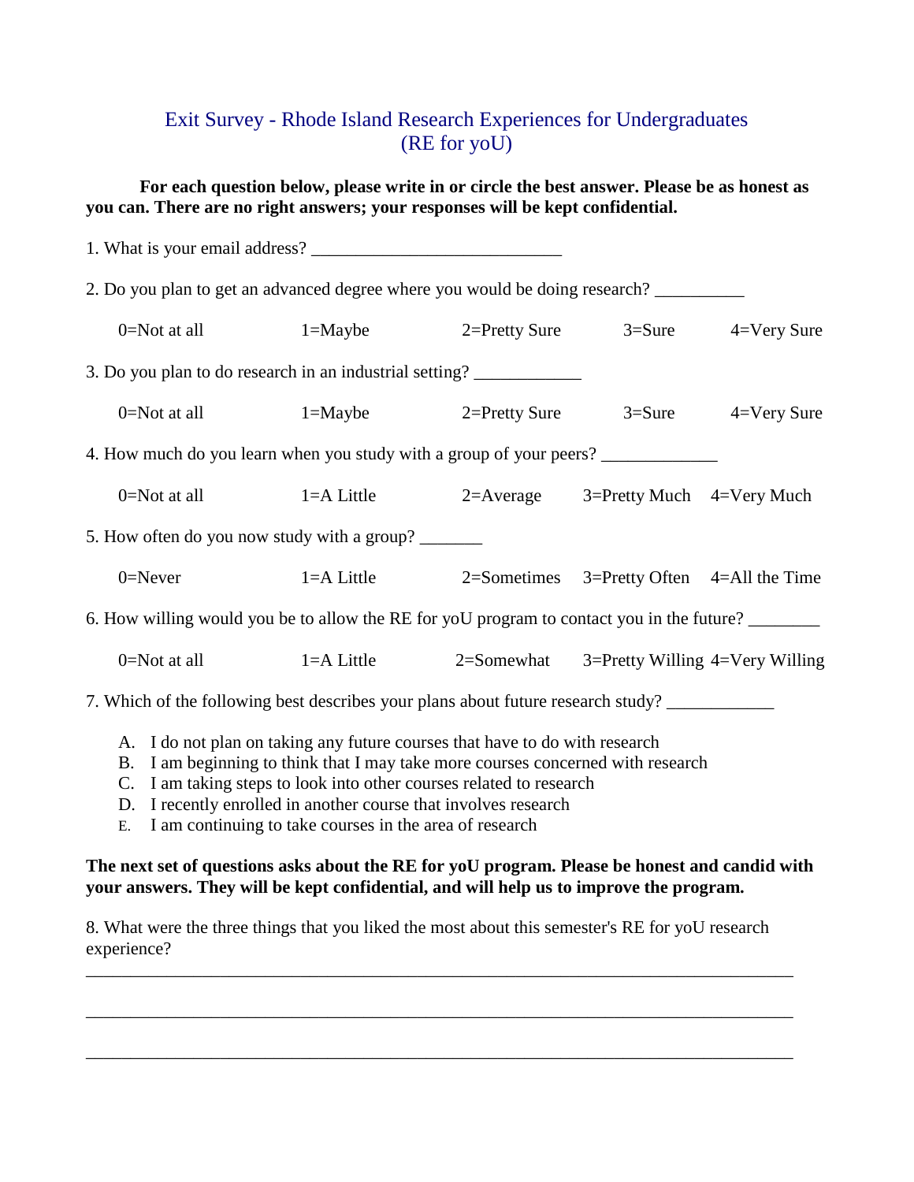# Exit Survey - Rhode Island Research Experiences for Undergraduates (RE for yoU)

**For each question below, please write in or circle the best answer. Please be as honest as you can. There are no right answers; your responses will be kept confidential.**

1. What is your email address? ____________________________

2. Do you plan to get an advanced degree where you would be doing research? __________

   0=Not at all    1=Maybe    2=Pretty Sure    3=Sure    4=Very Sure

3. Do you plan to do research in an industrial setting? ____________

   0=Not at all    1=Maybe    2=Pretty Sure    3=Sure    4=Very Sure

4. How much do you learn when you study with a group of your peers? _____________

   0=Not at all    1=A Little    2=Average    3=Pretty Much    4=Very Much

5. How often do you now study with a group? _______

   0=Never    1=A Little    2=Sometimes    3=Pretty Often    4=All the Time

6. How willing would you be to allow the RE for yoU program to contact you in the future? ________

   0=Not at all    1=A Little    2=Somewhat    3=Pretty Willing    4=Very Willing

7. Which of the following best describes your plans about future research study? ____________

   A. I do not plan on taking any future courses that have to do with research
   B. I am beginning to think that I may take more courses concerned with research
   C. I am taking steps to look into other courses related to research
   D. I recently enrolled in another course that involves research
   E. I am continuing to take courses in the area of research

**The next set of questions asks about the RE for yoU program. Please be honest and candid with your answers. They will be kept confidential, and will help us to improve the program.**

8. What were the three things that you liked the most about this semester's RE for yoU research experience?

________________________________________________________________________________

________________________________________________________________________________

________________________________________________________________________________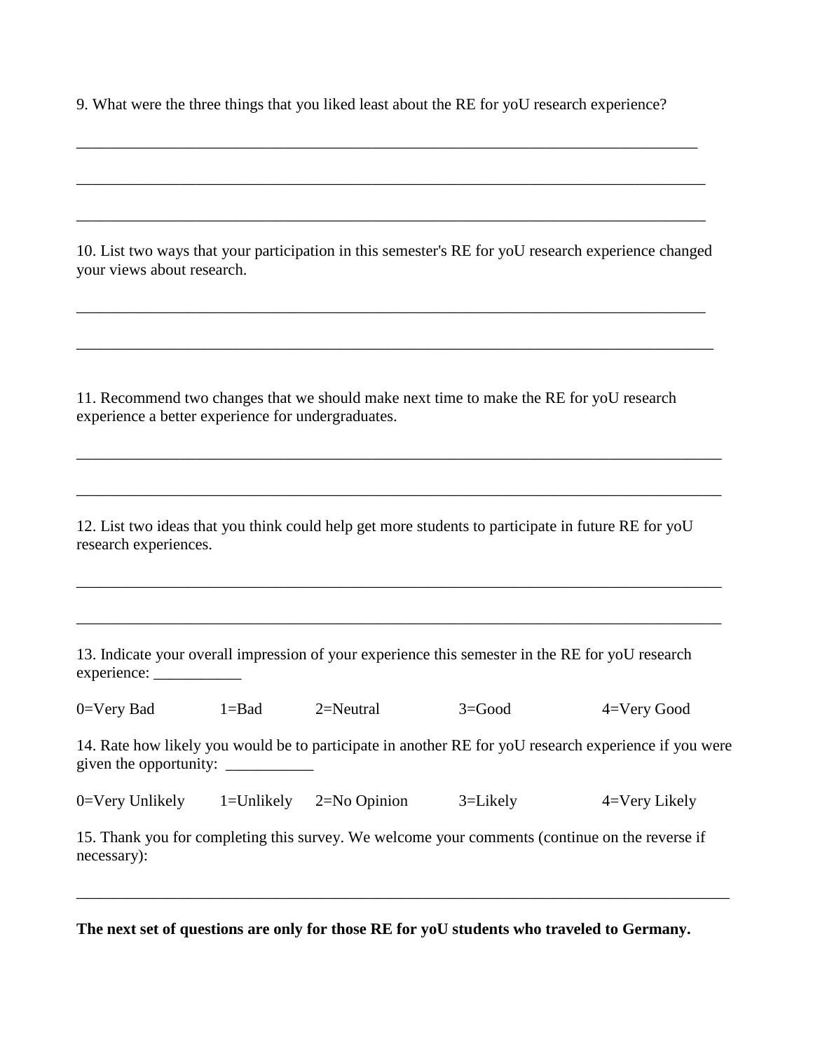9. What were the three things that you liked least about the RE for yoU research experience?

\_\_\_\_\_\_\_\_\_\_\_\_\_\_\_\_\_\_\_\_\_\_\_\_\_\_\_\_\_\_\_\_\_\_\_\_\_\_\_\_\_\_\_\_\_\_\_\_\_\_\_\_\_\_\_\_\_\_\_\_\_\_\_\_\_\_\_\_\_\_\_\_\_\_

\_\_\_\_\_\_\_\_\_\_\_\_\_\_\_\_\_\_\_\_\_\_\_\_\_\_\_\_\_\_\_\_\_\_\_\_\_\_\_\_\_\_\_\_\_\_\_\_\_\_\_\_\_\_\_\_\_\_\_\_\_\_\_\_\_\_\_\_\_\_\_\_\_\_

\_\_\_\_\_\_\_\_\_\_\_\_\_\_\_\_\_\_\_\_\_\_\_\_\_\_\_\_\_\_\_\_\_\_\_\_\_\_\_\_\_\_\_\_\_\_\_\_\_\_\_\_\_\_\_\_\_\_\_\_\_\_\_\_\_\_\_\_\_\_\_\_\_\_

10. List two ways that your participation in this semester's RE for yoU research experience changed your views about research.

\_\_\_\_\_\_\_\_\_\_\_\_\_\_\_\_\_\_\_\_\_\_\_\_\_\_\_\_\_\_\_\_\_\_\_\_\_\_\_\_\_\_\_\_\_\_\_\_\_\_\_\_\_\_\_\_\_\_\_\_\_\_\_\_\_\_\_\_\_\_\_\_\_\_

\_\_\_\_\_\_\_\_\_\_\_\_\_\_\_\_\_\_\_\_\_\_\_\_\_\_\_\_\_\_\_\_\_\_\_\_\_\_\_\_\_\_\_\_\_\_\_\_\_\_\_\_\_\_\_\_\_\_\_\_\_\_\_\_\_\_\_\_\_\_\_\_\_\_

11. Recommend two changes that we should make next time to make the RE for yoU research experience a better experience for undergraduates.

\_\_\_\_\_\_\_\_\_\_\_\_\_\_\_\_\_\_\_\_\_\_\_\_\_\_\_\_\_\_\_\_\_\_\_\_\_\_\_\_\_\_\_\_\_\_\_\_\_\_\_\_\_\_\_\_\_\_\_\_\_\_\_\_\_\_\_\_\_\_\_\_\_\_

\_\_\_\_\_\_\_\_\_\_\_\_\_\_\_\_\_\_\_\_\_\_\_\_\_\_\_\_\_\_\_\_\_\_\_\_\_\_\_\_\_\_\_\_\_\_\_\_\_\_\_\_\_\_\_\_\_\_\_\_\_\_\_\_\_\_\_\_\_\_\_\_\_\_

12. List two ideas that you think could help get more students to participate in future RE for yoU research experiences.

\_\_\_\_\_\_\_\_\_\_\_\_\_\_\_\_\_\_\_\_\_\_\_\_\_\_\_\_\_\_\_\_\_\_\_\_\_\_\_\_\_\_\_\_\_\_\_\_\_\_\_\_\_\_\_\_\_\_\_\_\_\_\_\_\_\_\_\_\_\_\_\_\_\_

\_\_\_\_\_\_\_\_\_\_\_\_\_\_\_\_\_\_\_\_\_\_\_\_\_\_\_\_\_\_\_\_\_\_\_\_\_\_\_\_\_\_\_\_\_\_\_\_\_\_\_\_\_\_\_\_\_\_\_\_\_\_\_\_\_\_\_\_\_\_\_\_\_\_

13. Indicate your overall impression of your experience this semester in the RE for yoU research experience: \_\_\_\_\_\_\_\_\_\_\_

0=Very Bad 1=Bad 2=Neutral 3=Good 4=Very Good

14. Rate how likely you would be to participate in another RE for yoU research experience if you were given the opportunity: \_\_\_\_\_\_\_\_\_\_\_

0=Very Unlikely 1=Unlikely 2=No Opinion 3=Likely 4=Very Likely

15. Thank you for completing this survey. We welcome your comments (continue on the reverse if necessary):

\_\_\_\_\_\_\_\_\_\_\_\_\_\_\_\_\_\_\_\_\_\_\_\_\_\_\_\_\_\_\_\_\_\_\_\_\_\_\_\_\_\_\_\_\_\_\_\_\_\_\_\_\_\_\_\_\_\_\_\_\_\_\_\_\_\_\_\_\_\_\_\_\_\_

**The next set of questions are only for those RE for yoU students who traveled to Germany.**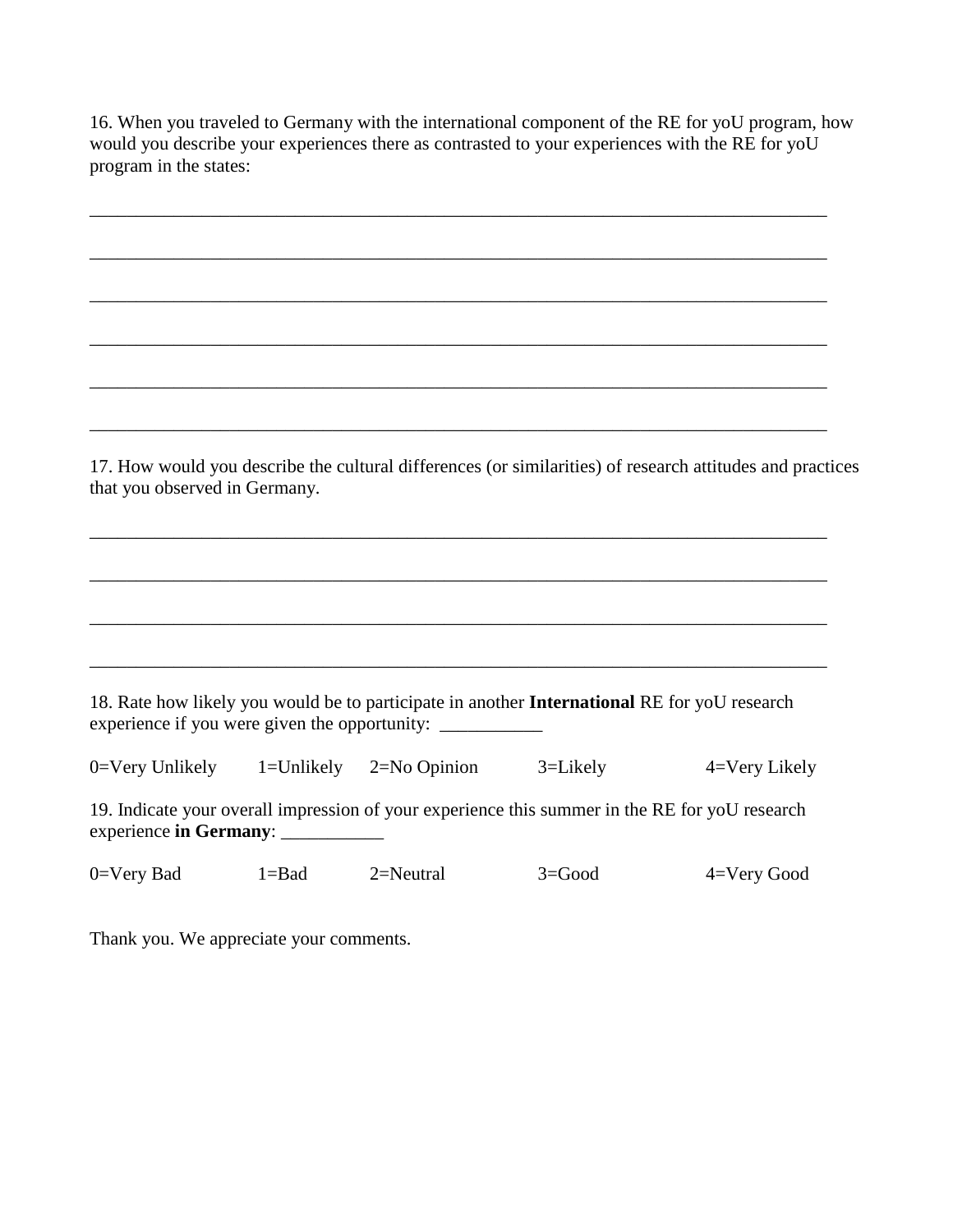16. When you traveled to Germany with the international component of the RE for yoU program, how would you describe your experiences there as contrasted to your experiences with the RE for yoU program in the states:

_______________________________________________________________________________

_______________________________________________________________________________

_______________________________________________________________________________

_______________________________________________________________________________

_______________________________________________________________________________

_______________________________________________________________________________

17. How would you describe the cultural differences (or similarities) of research attitudes and practices that you observed in Germany.

_______________________________________________________________________________

_______________________________________________________________________________

_______________________________________________________________________________

_______________________________________________________________________________

18. Rate how likely you would be to participate in another **International** RE for yoU research experience if you were given the opportunity: ___________

0=Very Unlikely 1=Unlikely 2=No Opinion 3=Likely 4=Very Likely

19. Indicate your overall impression of your experience this summer in the RE for yoU research experience **in Germany**: ___________

0=Very Bad 1=Bad 2=Neutral 3=Good 4=Very Good

Thank you. We appreciate your comments.